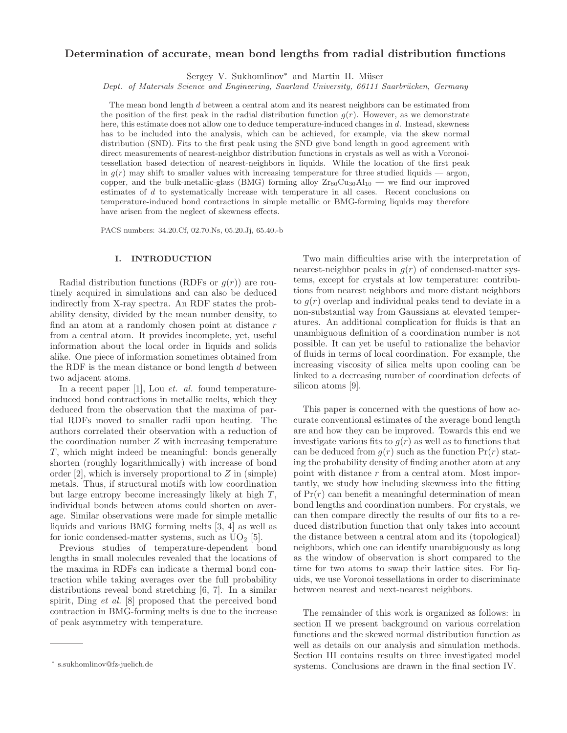# Determination of accurate, mean bond lengths from radial distribution functions

Sergey V. Sukhomlinov* and Martin H. Müser

*Dept. of Materials Science and Engineering, Saarland University, 66111 Saarbrücken, Germany*

The mean bond length $d$ between a central atom and its nearest neighbors can be estimated from the position of the first peak in the radial distribution function $g(r)$. However, as we demonstrate here, this estimate does not allow one to deduce temperature-induced changes in $d$. Instead, skewness has to be included into the analysis, which can be achieved, for example, via the skew normal distribution (SND). Fits to the first peak using the SND give bond length in good agreement with direct measurements of nearest-neighbor distribution functions in crystals as well as with a Voronoi-tessellation based detection of nearest-neighbors in liquids. While the location of the first peak in $g(r)$ may shift to smaller values with increasing temperature for three studied liquids — argon, copper, and the bulk-metallic-glass (BMG) forming alloy $Zr_{60}Cu_{30}Al_{10}$ — we find our improved estimates of $d$ to systematically increase with temperature in all cases. Recent conclusions on temperature-induced bond contractions in simple metallic or BMG-forming liquids may therefore have arisen from the neglect of skewness effects.

PACS numbers: 34.20.Cf, 02.70.Ns, 05.20.Jj, 65.40.-b

## I. INTRODUCTION

Radial distribution functions (RDFs or $g(r)$) are routinely acquired in simulations and can also be deduced indirectly from X-ray spectra. An RDF states the probability density, divided by the mean number density, to find an atom at a randomly chosen point at distance $r$ from a central atom. It provides incomplete, yet, useful information about the local order in liquids and solids alike. One piece of information sometimes obtained from the RDF is the mean distance or bond length $d$ between two adjacent atoms.

In a recent paper [1], Lou *et. al.* found temperature-induced bond contractions in metallic melts, which they deduced from the observation that the maxima of partial RDFs moved to smaller radii upon heating. The authors correlated their observation with a reduction of the coordination number $Z$ with increasing temperature $T$, which might indeed be meaningful: bonds generally shorten (roughly logarithmically) with increase of bond order [2], which is inversely proportional to $Z$ in (simple) metals. Thus, if structural motifs with low coordination but large entropy become increasingly likely at high $T$, individual bonds between atoms could shorten on average. Similar observations were made for simple metallic liquids and various BMG forming melts [3, 4] as well as for ionic condensed-matter systems, such as $UO_2$ [5].

Previous studies of temperature-dependent bond lengths in small molecules revealed that the locations of the maxima in RDFs can indicate a thermal bond contraction while taking averages over the full probability distributions reveal bond stretching [6, 7]. In a similar spirit, Ding *et al.* [8] proposed that the perceived bond contraction in BMG-forming melts is due to the increase of peak asymmetry with temperature.

Two main difficulties arise with the interpretation of nearest-neighbor peaks in $g(r)$ of condensed-matter systems, except for crystals at low temperature: contributions from nearest neighbors and more distant neighbors to $g(r)$ overlap and individual peaks tend to deviate in a non-substantial way from Gaussians at elevated temperatures. An additional complication for fluids is that an unambiguous definition of a coordination number is not possible. It can yet be useful to rationalize the behavior of fluids in terms of local coordination. For example, the increasing viscosity of silica melts upon cooling can be linked to a decreasing number of coordination defects of silicon atoms [9].

This paper is concerned with the questions of how accurate conventional estimates of the average bond length are and how they can be improved. Towards this end we investigate various fits to $g(r)$ as well as to functions that can be deduced from $g(r)$ such as the function $\Pr(r)$ stating the probability density of finding another atom at any point with distance $r$ from a central atom. Most importantly, we study how including skewness into the fitting of $\Pr(r)$ can benefit a meaningful determination of mean bond lengths and coordination numbers. For crystals, we can then compare directly the results of our fits to a reduced distribution function that only takes into account the distance between a central atom and its (topological) neighbors, which one can identify unambiguously as long as the window of observation is short compared to the time for two atoms to swap their lattice sites. For liquids, we use Voronoi tessellations in order to discriminate between nearest and next-nearest neighbors.

The remainder of this work is organized as follows: in section II we present background on various correlation functions and the skewed normal distribution function as well as details on our analysis and simulation methods. Section III contains results on three investigated model systems. Conclusions are drawn in the final section IV.

* s.sukhomlinov@fz-juelich.de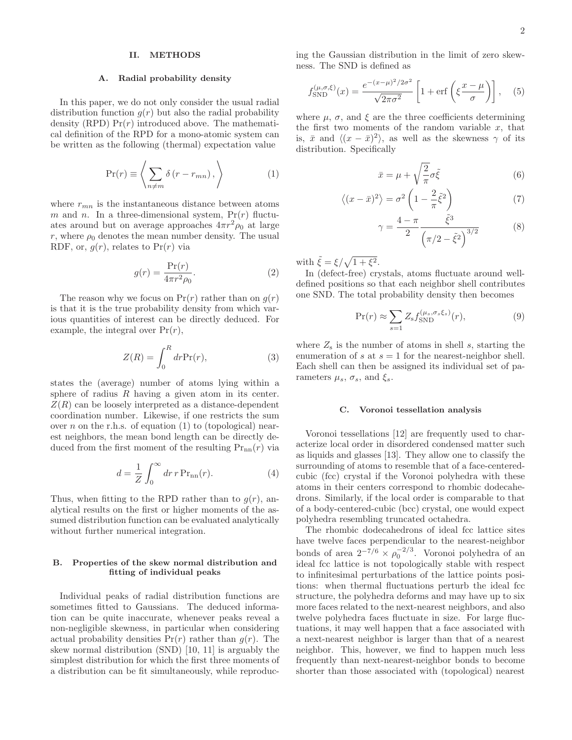## II. METHODS

### A. Radial probability density

In this paper, we do not only consider the usual radial distribution function $g(r)$ but also the radial probability density (RPD) $\Pr(r)$ introduced above. The mathematical definition of the RPD for a mono-atomic system can be written as the following (thermal) expectation value

$$\Pr(r) \equiv \left\langle \sum_{n \neq m} \delta \left( r - r_{mn} \right), \right\rangle \tag{1}$$

where $r_{mn}$ is the instantaneous distance between atoms $m$ and $n$. In a three-dimensional system, $\Pr(r)$ fluctuates around but on average approaches $4\pi r^2 \rho_0$ at large $r$, where $\rho_0$ denotes the mean number density. The usual RDF, or, $g(r)$, relates to $\Pr(r)$ via

$$g(r) = \frac{\Pr(r)}{4\pi r^2 \rho_0}. \tag{2}$$

The reason why we focus on $\Pr(r)$ rather than on $g(r)$ is that it is the true probability density from which various quantities of interest can be directly deduced. For example, the integral over $\Pr(r)$,

$$Z(R) = \int_0^R dr \Pr(r), \tag{3}$$

states the (average) number of atoms lying within a sphere of radius $R$ having a given atom in its center. $Z(R)$ can be loosely interpreted as a distance-dependent coordination number. Likewise, if one restricts the sum over $n$ on the r.h.s. of equation (1) to (topological) nearest neighbors, the mean bond length can be directly deduced from the first moment of the resulting $\Pr_{\rm nn}(r)$ via

$$d = \frac{1}{Z} \int_0^\infty dr \, r \, \Pr_{\rm nn}(r). \tag{4}$$

Thus, when fitting to the RPD rather than to $g(r)$, analytical results on the first or higher moments of the assumed distribution function can be evaluated analytically without further numerical integration.

### B. Properties of the skew normal distribution and fitting of individual peaks

Individual peaks of radial distribution functions are sometimes fitted to Gaussians. The deduced information can be quite inaccurate, whenever peaks reveal a non-negligible skewness, in particular when considering actual probability densities $\Pr(r)$ rather than $g(r)$. The skew normal distribution (SND) [10, 11] is arguably the simplest distribution for which the first three moments of a distribution can be fit simultaneously, while reproducing the Gaussian distribution in the limit of zero skewness. The SND is defined as

$$f_{\rm SND}^{(\mu,\sigma,\xi)}(x) = \frac{e^{-(x-\mu)^2/2\sigma^2}}{\sqrt{2\pi\sigma^2}} \left[ 1 + \mathrm{erf}\left( \xi \frac{x-\mu}{\sigma} \right) \right], \tag{5}$$

where $\mu$, $\sigma$, and $\xi$ are the three coefficients determining the first two moments of the random variable $x$, that is, $\bar{x}$ and $\langle (x-\bar{x})^2 \rangle$, as well as the skewness $\gamma$ of its distribution. Specifically

$$\bar{x} = \mu + \sqrt{\frac{2}{\pi}} \sigma \tilde{\xi} \tag{6}$$

$$\left\langle (x-\bar{x})^2 \right\rangle = \sigma^2 \left( 1 - \frac{2}{\pi} \tilde{\xi}^2 \right) \tag{7}$$

$$\gamma = \frac{4-\pi}{2} \frac{\tilde{\xi}^3}{\left( \pi/2 - \tilde{\xi}^2 \right)^{3/2}} \tag{8}$$

with $\tilde{\xi} = \xi / \sqrt{1+\xi^2}$.

In (defect-free) crystals, atoms fluctuate around well-defined positions so that each neighbor shell contributes one SND. The total probability density then becomes

$$\Pr(r) \approx \sum_{s=1} Z_{\rm s} f_{\rm SND}^{(\mu_s,\sigma_s \xi_s)}(r), \tag{9}$$

where $Z_{\rm s}$ is the number of atoms in shell $s$, starting the enumeration of $s$ at $s=1$ for the nearest-neighbor shell. Each shell can then be assigned its individual set of parameters $\mu_s$, $\sigma_s$, and $\xi_s$.

### C. Voronoi tessellation analysis

Voronoi tessellations [12] are frequently used to characterize local order in disordered condensed matter such as liquids and glasses [13]. They allow one to classify the surrounding of atoms to resemble that of a face-centered-cubic (fcc) crystal if the Voronoi polyhedra with these atoms in their centers correspond to rhombic dodecahedrons. Similarly, if the local order is comparable to that of a body-centered-cubic (bcc) crystal, one would expect polyhedra resembling truncated octahedra.

The rhombic dodecahedrons of ideal fcc lattice sites have twelve faces perpendicular to the nearest-neighbor bonds of area $2^{-7/6} \times \rho_0^{-2/3}$. Voronoi polyhedra of an ideal fcc lattice is not topologically stable with respect to infinitesimal perturbations of the lattice points positions: when thermal fluctuations perturb the ideal fcc structure, the polyhedra deforms and may have up to six more faces related to the next-nearest neighbors, and also twelve polyhedra faces fluctuate in size. For large fluctuations, it may well happen that a face associated with a next-nearest neighbor is larger than that of a nearest neighbor. This, however, we find to happen much less frequently than next-nearest-neighbor bonds to become shorter than those associated with (topological) nearest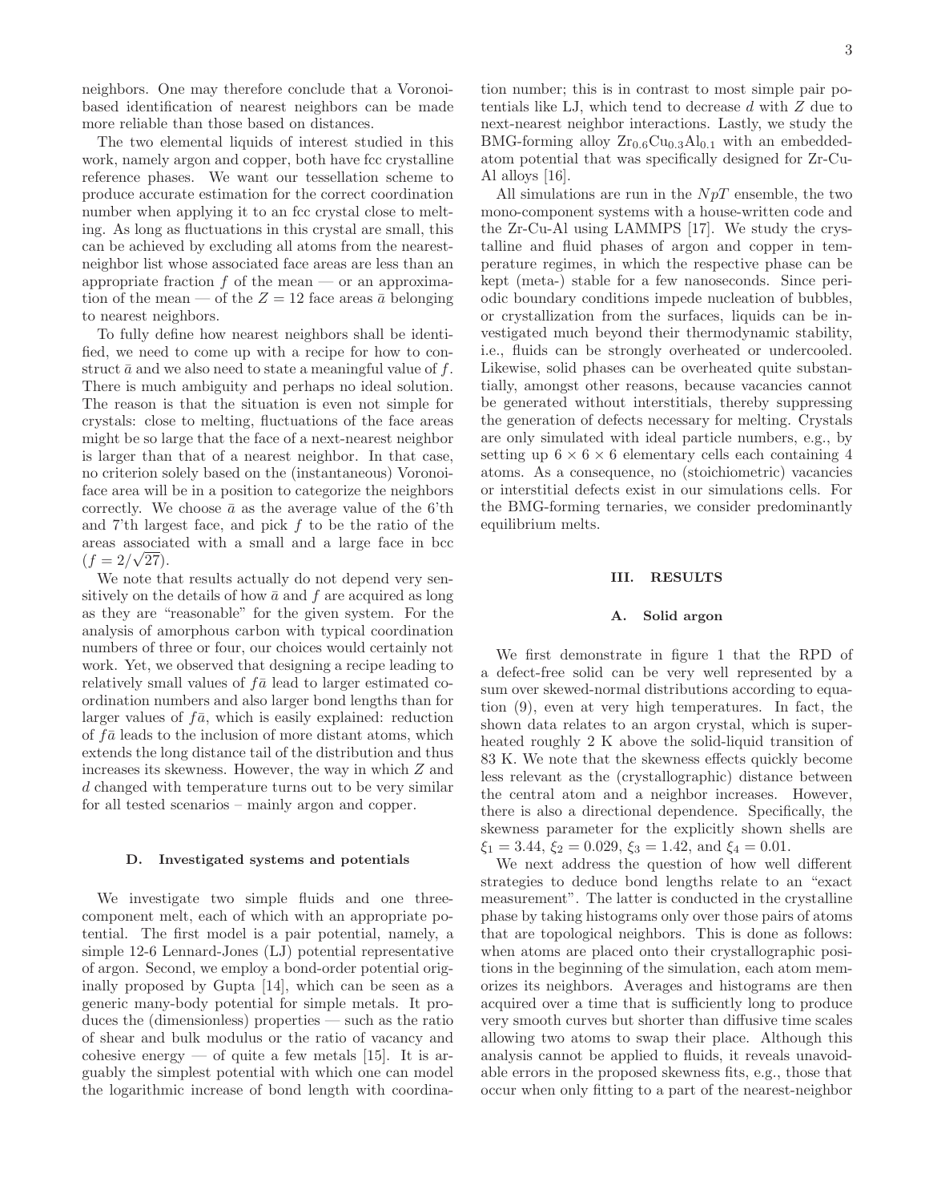neighbors. One may therefore conclude that a Voronoi-based identification of nearest neighbors can be made more reliable than those based on distances.

The two elemental liquids of interest studied in this work, namely argon and copper, both have fcc crystalline reference phases. We want our tessellation scheme to produce accurate estimation for the correct coordination number when applying it to an fcc crystal close to melting. As long as fluctuations in this crystal are small, this can be achieved by excluding all atoms from the nearest-neighbor list whose associated face areas are less than an appropriate fraction $f$ of the mean — or an approximation of the mean — of the $Z = 12$ face areas $\bar{a}$ belonging to nearest neighbors.

To fully define how nearest neighbors shall be identified, we need to come up with a recipe for how to construct $\bar{a}$ and we also need to state a meaningful value of $f$. There is much ambiguity and perhaps no ideal solution. The reason is that the situation is even not simple for crystals: close to melting, fluctuations of the face areas might be so large that the face of a next-nearest neighbor is larger than that of a nearest neighbor. In that case, no criterion solely based on the (instantaneous) Voronoi-face area will be in a position to categorize the neighbors correctly. We choose $\bar{a}$ as the average value of the 6'th and 7'th largest face, and pick $f$ to be the ratio of the areas associated with a small and a large face in bcc ($f = 2/\sqrt{27}$).

We note that results actually do not depend very sensitively on the details of how $\bar{a}$ and $f$ are acquired as long as they are "reasonable" for the given system. For the analysis of amorphous carbon with typical coordination numbers of three or four, our choices would certainly not work. Yet, we observed that designing a recipe leading to relatively small values of $f\bar{a}$ lead to larger estimated coordination numbers and also larger bond lengths than for larger values of $f\bar{a}$, which is easily explained: reduction of $f\bar{a}$ leads to the inclusion of more distant atoms, which extends the long distance tail of the distribution and thus increases its skewness. However, the way in which $Z$ and $d$ changed with temperature turns out to be very similar for all tested scenarios – mainly argon and copper.

### D. Investigated systems and potentials

We investigate two simple fluids and one three-component melt, each of which with an appropriate potential. The first model is a pair potential, namely, a simple 12-6 Lennard-Jones (LJ) potential representative of argon. Second, we employ a bond-order potential originally proposed by Gupta [14], which can be seen as a generic many-body potential for simple metals. It produces the (dimensionless) properties — such as the ratio of shear and bulk modulus or the ratio of vacancy and cohesive energy — of quite a few metals [15]. It is arguably the simplest potential with which one can model the logarithmic increase of bond length with coordination number; this is in contrast to most simple pair potentials like LJ, which tend to decrease $d$ with $Z$ due to next-nearest neighbor interactions. Lastly, we study the BMG-forming alloy $Zr_{0.6}Cu_{0.3}Al_{0.1}$ with an embedded-atom potential that was specifically designed for Zr-Cu-Al alloys [16].

All simulations are run in the $NpT$ ensemble, the two mono-component systems with a house-written code and the Zr-Cu-Al using LAMMPS [17]. We study the crystalline and fluid phases of argon and copper in temperature regimes, in which the respective phase can be kept (meta-) stable for a few nanoseconds. Since periodic boundary conditions impede nucleation of bubbles, or crystallization from the surfaces, liquids can be investigated much beyond their thermodynamic stability, i.e., fluids can be strongly overheated or undercooled. Likewise, solid phases can be overheated quite substantially, amongst other reasons, because vacancies cannot be generated without interstitials, thereby suppressing the generation of defects necessary for melting. Crystals are only simulated with ideal particle numbers, e.g., by setting up $6 \times 6 \times 6$ elementary cells each containing 4 atoms. As a consequence, no (stoichiometric) vacancies or interstitial defects exist in our simulations cells. For the BMG-forming ternaries, we consider predominantly equilibrium melts.

## III. RESULTS

### A. Solid argon

We first demonstrate in figure 1 that the RPD of a defect-free solid can be very well represented by a sum over skewed-normal distributions according to equation (9), even at very high temperatures. In fact, the shown data relates to an argon crystal, which is superheated roughly 2 K above the solid-liquid transition of 83 K. We note that the skewness effects quickly become less relevant as the (crystallographic) distance between the central atom and a neighbor increases. However, there is also a directional dependence. Specifically, the skewness parameter for the explicitly shown shells are $\xi_1 = 3.44$, $\xi_2 = 0.029$, $\xi_3 = 1.42$, and $\xi_4 = 0.01$.

We next address the question of how well different strategies to deduce bond lengths relate to an "exact measurement". The latter is conducted in the crystalline phase by taking histograms only over those pairs of atoms that are topological neighbors. This is done as follows: when atoms are placed onto their crystallographic positions in the beginning of the simulation, each atom memorizes its neighbors. Averages and histograms are then acquired over a time that is sufficiently long to produce very smooth curves but shorter than diffusive time scales allowing two atoms to swap their place. Although this analysis cannot be applied to fluids, it reveals unavoidable errors in the proposed skewness fits, e.g., those that occur when only fitting to a part of the nearest-neighbor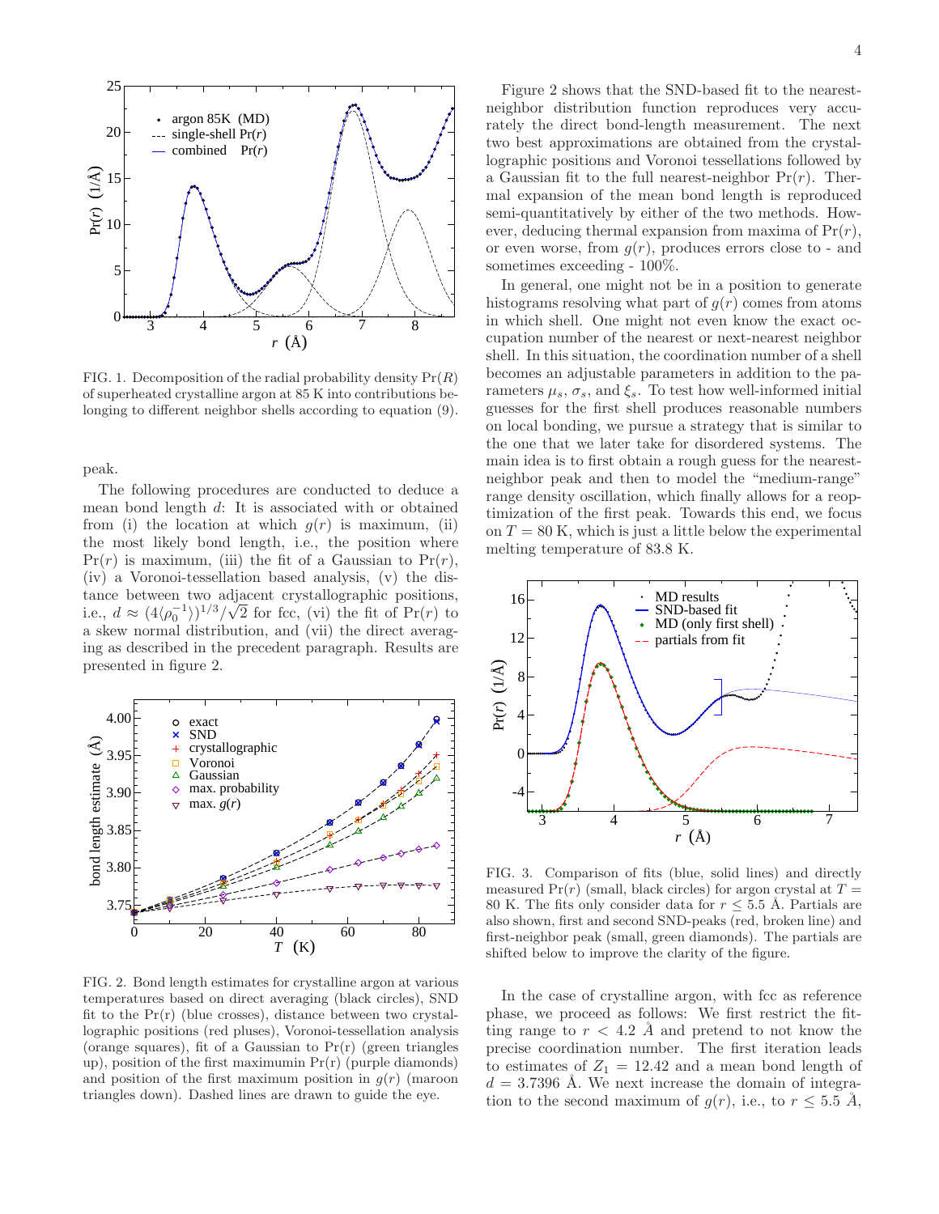FIG. 1. Decomposition of the radial probability density $\Pr(R)$ of superheated crystalline argon at 85 K into contributions belonging to different neighbor shells according to equation (9).

peak.

The following procedures are conducted to deduce a mean bond length $d$: It is associated with or obtained from (i) the location at which $g(r)$ is maximum, (ii) the most likely bond length, i.e., the position where $\Pr(r)$ is maximum, (iii) the fit of a Gaussian to $\Pr(r)$, (iv) a Voronoi-tessellation based analysis, (v) the distance between two adjacent crystallographic positions, i.e., $d \approx (4\langle\rho_0^{-1}\rangle)^{1/3}/\sqrt{2}$ for fcc, (vi) the fit of $\Pr(r)$ to a skew normal distribution, and (vii) the direct averaging as described in the precedent paragraph. Results are presented in figure 2.

FIG. 2. Bond length estimates for crystalline argon at various temperatures based on direct averaging (black circles), SND fit to the Pr(r) (blue crosses), distance between two crystallographic positions (red pluses), Voronoi-tessellation analysis (orange squares), fit of a Gaussian to Pr(r) (green triangles up), position of the first maximumin Pr(r) (purple diamonds) and position of the first maximum position in $g(r)$ (maroon triangles down). Dashed lines are drawn to guide the eye.

Figure 2 shows that the SND-based fit to the nearest-neighbor distribution function reproduces very accurately the direct bond-length measurement. The next two best approximations are obtained from the crystallographic positions and Voronoi tessellations followed by a Gaussian fit to the full nearest-neighbor $\Pr(r)$. Thermal expansion of the mean bond length is reproduced semi-quantitatively by either of the two methods. However, deducing thermal expansion from maxima of $\Pr(r)$, or even worse, from $g(r)$, produces errors close to - and sometimes exceeding - 100%.

In general, one might not be in a position to generate histograms resolving what part of $g(r)$ comes from atoms in which shell. One might not even know the exact occupation number of the nearest or next-nearest neighbor shell. In this situation, the coordination number of a shell becomes an adjustable parameters in addition to the parameters $\mu_s$, $\sigma_s$, and $\xi_s$. To test how well-informed initial guesses for the first shell produces reasonable numbers on local bonding, we pursue a strategy that is similar to the one that we later take for disordered systems. The main idea is to first obtain a rough guess for the nearest-neighbor peak and then to model the "medium-range" range density oscillation, which finally allows for a reoptimization of the first peak. Towards this end, we focus on $T = 80$ K, which is just a little below the experimental melting temperature of 83.8 K.

FIG. 3. Comparison of fits (blue, solid lines) and directly measured $\Pr(r)$ (small, black circles) for argon crystal at $T = 80$ K. The fits only consider data for $r \leq 5.5$ Å. Partials are also shown, first and second SND-peaks (red, broken line) and first-neighbor peak (small, green diamonds). The partials are shifted below to improve the clarity of the figure.

In the case of crystalline argon, with fcc as reference phase, we proceed as follows: We first restrict the fitting range to $r < 4.2$ Å and pretend to not know the precise coordination number. The first iteration leads to estimates of $Z_1 = 12.42$ and a mean bond length of $d = 3.7396$ Å. We next increase the domain of integration to the second maximum of $g(r)$, i.e., to $r \leq 5.5$ Å,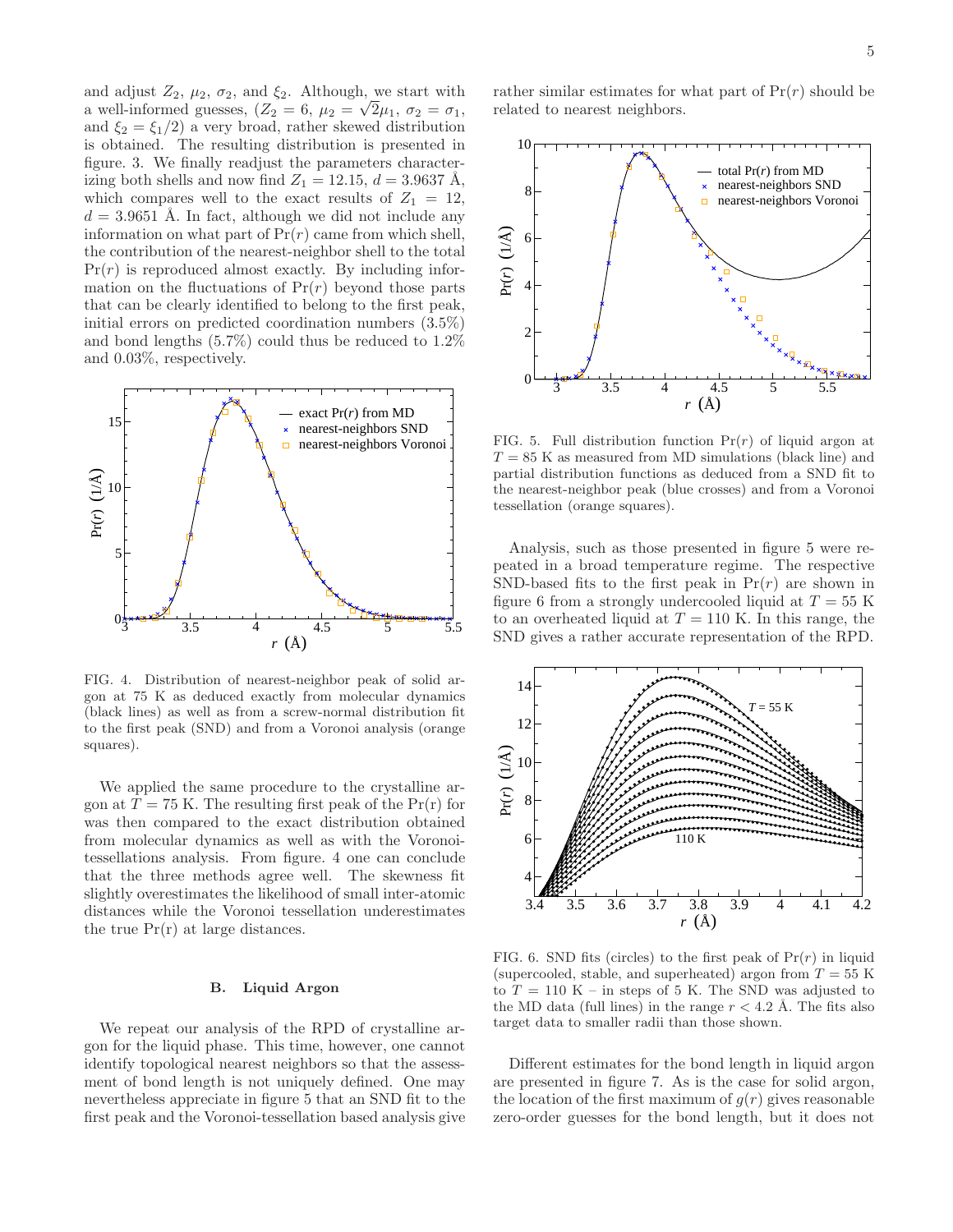and adjust $Z_2$, $\mu_2$, $\sigma_2$, and $\xi_2$. Although, we start with a well-informed guesses, ($Z_2 = 6$, $\mu_2 = \sqrt{2}\mu_1$, $\sigma_2 = \sigma_1$, and $\xi_2 = \xi_1/2$) a very broad, rather skewed distribution is obtained. The resulting distribution is presented in figure. 3. We finally readjust the parameters characterizing both shells and now find $Z_1 = 12.15$, $d = 3.9637$ Å, which compares well to the exact results of $Z_1 = 12$, $d = 3.9651$ Å. In fact, although we did not include any information on what part of $\Pr(r)$ came from which shell, the contribution of the nearest-neighbor shell to the total $\Pr(r)$ is reproduced almost exactly. By including information on the fluctuations of $\Pr(r)$ beyond those parts that can be clearly identified to belong to the first peak, initial errors on predicted coordination numbers (3.5%) and bond lengths (5.7%) could thus be reduced to 1.2% and 0.03%, respectively.

FIG. 4. Distribution of nearest-neighbor peak of solid argon at 75 K as deduced exactly from molecular dynamics (black lines) as well as from a screw-normal distribution fit to the first peak (SND) and from a Voronoi analysis (orange squares).

We applied the same procedure to the crystalline argon at $T = 75$ K. The resulting first peak of the Pr(r) for was then compared to the exact distribution obtained from molecular dynamics as well as with the Voronoi-tessellations analysis. From figure. 4 one can conclude that the three methods agree well. The skewness fit slightly overestimates the likelihood of small inter-atomic distances while the Voronoi tessellation underestimates the true Pr(r) at large distances.

### B. Liquid Argon

We repeat our analysis of the RPD of crystalline argon for the liquid phase. This time, however, one cannot identify topological nearest neighbors so that the assessment of bond length is not uniquely defined. One may nevertheless appreciate in figure 5 that an SND fit to the first peak and the Voronoi-tessellation based analysis give rather similar estimates for what part of $\Pr(r)$ should be related to nearest neighbors.

FIG. 5. Full distribution function $\Pr(r)$ of liquid argon at $T = 85$ K as measured from MD simulations (black line) and partial distribution functions as deduced from a SND fit to the nearest-neighbor peak (blue crosses) and from a Voronoi tessellation (orange squares).

Analysis, such as those presented in figure 5 were repeated in a broad temperature regime. The respective SND-based fits to the first peak in $\Pr(r)$ are shown in figure 6 from a strongly undercooled liquid at $T = 55$ K to an overheated liquid at $T = 110$ K. In this range, the SND gives a rather accurate representation of the RPD.

FIG. 6. SND fits (circles) to the first peak of $\Pr(r)$ in liquid (supercooled, stable, and superheated) argon from $T = 55$ K to $T = 110$ K – in steps of 5 K. The SND was adjusted to the MD data (full lines) in the range $r < 4.2$ Å. The fits also target data to smaller radii than those shown.

Different estimates for the bond length in liquid argon are presented in figure 7. As is the case for solid argon, the location of the first maximum of $g(r)$ gives reasonable zero-order guesses for the bond length, but it does not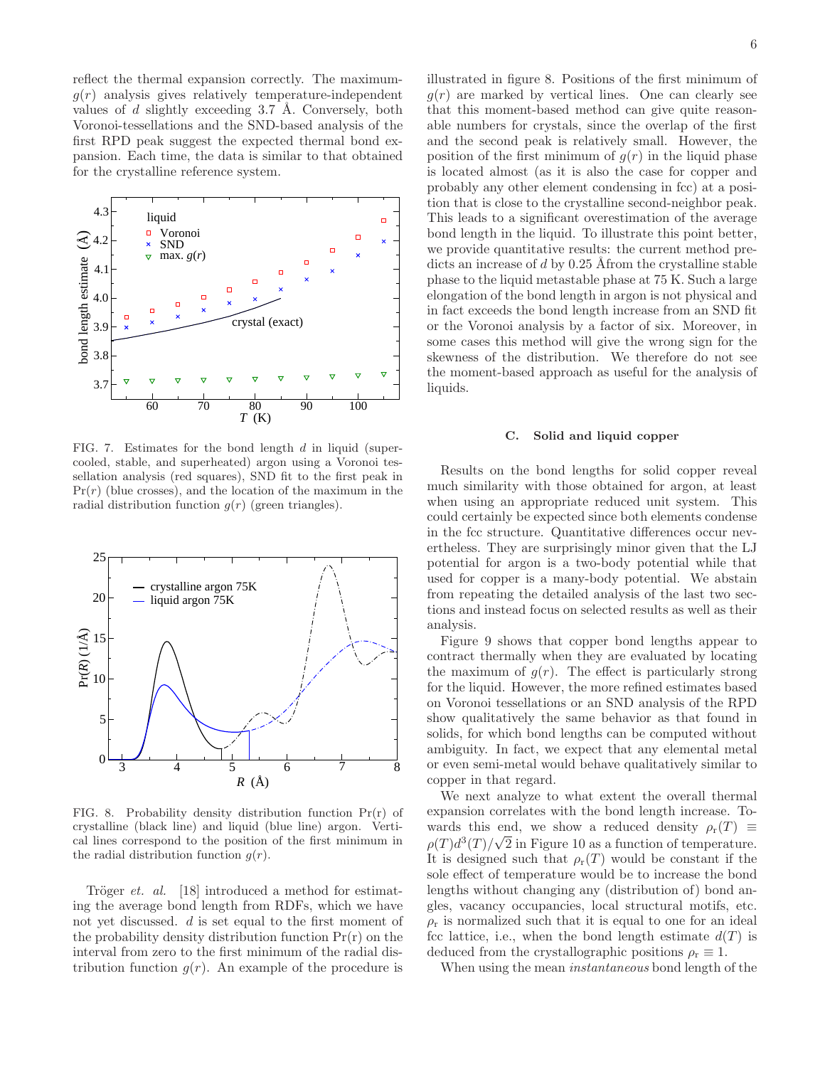reflect the thermal expansion correctly. The maximum-$g(r)$ analysis gives relatively temperature-independent values of $d$ slightly exceeding 3.7 Å. Conversely, both Voronoi-tessellations and the SND-based analysis of the first RPD peak suggest the expected thermal bond expansion. Each time, the data is similar to that obtained for the crystalline reference system.

FIG. 7. Estimates for the bond length $d$ in liquid (supercooled, stable, and superheated) argon using a Voronoi tessellation analysis (red squares), SND fit to the first peak in $\Pr(r)$ (blue crosses), and the location of the maximum in the radial distribution function $g(r)$ (green triangles).

FIG. 8. Probability density distribution function $\Pr(r)$ of crystalline (black line) and liquid (blue line) argon. Vertical lines correspond to the position of the first minimum in the radial distribution function $g(r)$.

Tröger *et. al.* [18] introduced a method for estimating the average bond length from RDFs, which we have not yet discussed. $d$ is set equal to the first moment of the probability density distribution function $\Pr(r)$ on the interval from zero to the first minimum of the radial distribution function $g(r)$. An example of the procedure is illustrated in figure 8. Positions of the first minimum of $g(r)$ are marked by vertical lines. One can clearly see that this moment-based method can give quite reasonable numbers for crystals, since the overlap of the first and the second peak is relatively small. However, the position of the first minimum of $g(r)$ in the liquid phase is located almost (as it is also the case for copper and probably any other element condensing in fcc) at a position that is close to the crystalline second-neighbor peak. This leads to a significant overestimation of the average bond length in the liquid. To illustrate this point better, we provide quantitative results: the current method predicts an increase of $d$ by 0.25 Åfrom the crystalline stable phase to the liquid metastable phase at 75 K. Such a large elongation of the bond length in argon is not physical and in fact exceeds the bond length increase from an SND fit or the Voronoi analysis by a factor of six. Moreover, in some cases this method will give the wrong sign for the skewness of the distribution. We therefore do not see the moment-based approach as useful for the analysis of liquids.

### C. Solid and liquid copper

Results on the bond lengths for solid copper reveal much similarity with those obtained for argon, at least when using an appropriate reduced unit system. This could certainly be expected since both elements condense in the fcc structure. Quantitative differences occur nevertheless. They are surprisingly minor given that the LJ potential for argon is a two-body potential while that used for copper is a many-body potential. We abstain from repeating the detailed analysis of the last two sections and instead focus on selected results as well as their analysis.

Figure 9 shows that copper bond lengths appear to contract thermally when they are evaluated by locating the maximum of $g(r)$. The effect is particularly strong for the liquid. However, the more refined estimates based on Voronoi tessellations or an SND analysis of the RPD show qualitatively the same behavior as that found in solids, for which bond lengths can be computed without ambiguity. In fact, we expect that any elemental metal or even semi-metal would behave qualitatively similar to copper in that regard.

We next analyze to what extent the overall thermal expansion correlates with the bond length increase. Towards this end, we show a reduced density $\rho_r(T) \equiv \rho(T)d^3(T)/\sqrt{2}$ in Figure 10 as a function of temperature. It is designed such that $\rho_r(T)$ would be constant if the sole effect of temperature would be to increase the bond lengths without changing any (distribution of) bond angles, vacancy occupancies, local structural motifs, etc. $\rho_r$ is normalized such that it is equal to one for an ideal fcc lattice, i.e., when the bond length estimate $d(T)$ is deduced from the crystallographic positions $\rho_r \equiv 1$.

When using the mean *instantaneous* bond length of the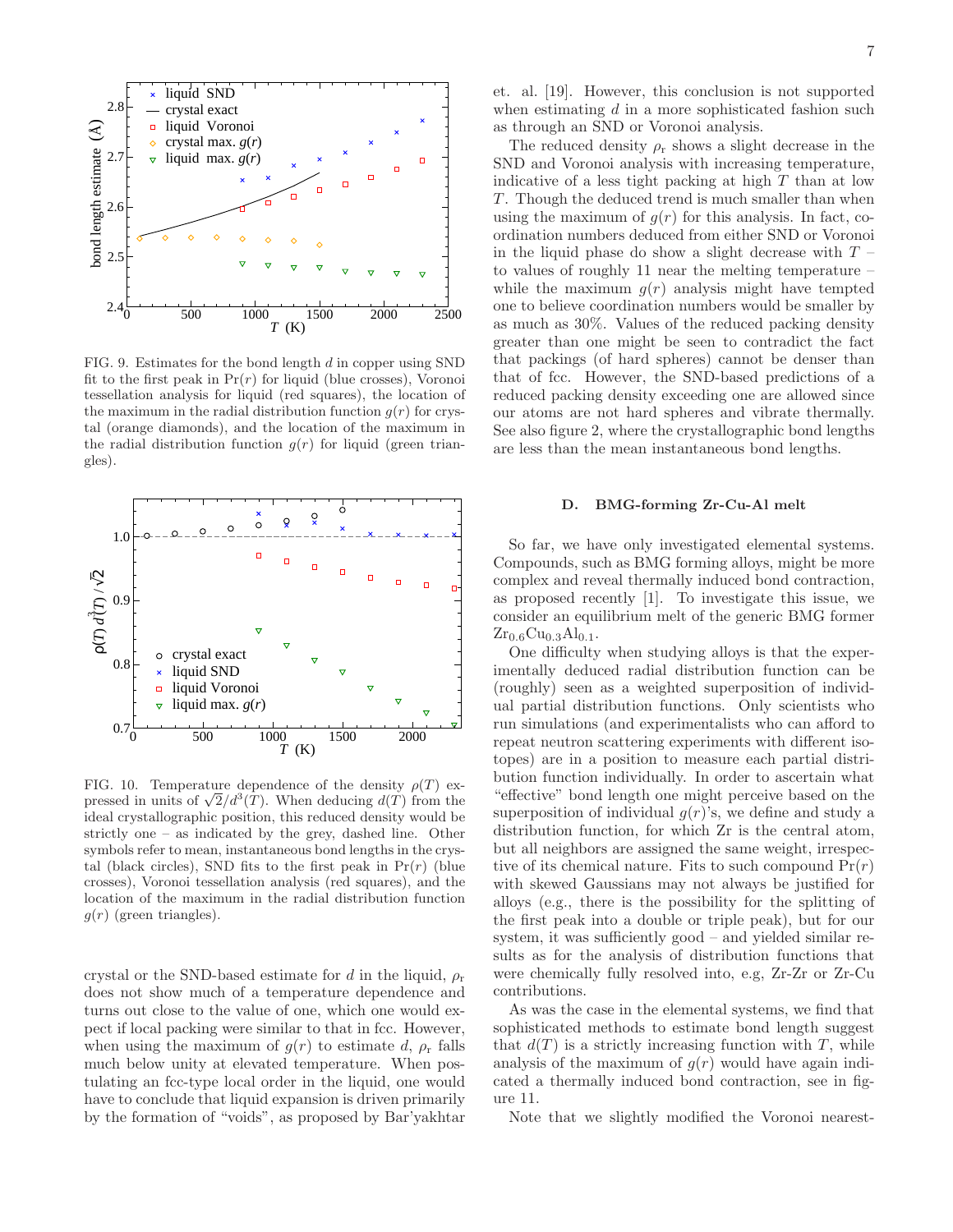FIG. 9. Estimates for the bond length $d$ in copper using SND fit to the first peak in $\Pr(r)$ for liquid (blue crosses), Voronoi tessellation analysis for liquid (red squares), the location of the maximum in the radial distribution function $g(r)$ for crystal (orange diamonds), and the location of the maximum in the radial distribution function $g(r)$ for liquid (green triangles).

FIG. 10. Temperature dependence of the density $\rho(T)$ expressed in units of $\sqrt{2}/d^3(T)$. When deducing $d(T)$ from the ideal crystallographic position, this reduced density would be strictly one – as indicated by the grey, dashed line. Other symbols refer to mean, instantaneous bond lengths in the crystal (black circles), SND fits to the first peak in $\Pr(r)$ (blue crosses), Voronoi tessellation analysis (red squares), and the location of the maximum in the radial distribution function $g(r)$ (green triangles).

crystal or the SND-based estimate for $d$ in the liquid, $\rho_r$ does not show much of a temperature dependence and turns out close to the value of one, which one would expect if local packing were similar to that in fcc. However, when using the maximum of $g(r)$ to estimate $d$, $\rho_r$ falls much below unity at elevated temperature. When postulating an fcc-type local order in the liquid, one would have to conclude that liquid expansion is driven primarily by the formation of "voids", as proposed by Bar'yakhtar et. al. [19]. However, this conclusion is not supported when estimating $d$ in a more sophisticated fashion such as through an SND or Voronoi analysis.

The reduced density $\rho_r$ shows a slight decrease in the SND and Voronoi analysis with increasing temperature, indicative of a less tight packing at high $T$ than at low $T$. Though the deduced trend is much smaller than when using the maximum of $g(r)$ for this analysis. In fact, coordination numbers deduced from either SND or Voronoi in the liquid phase do show a slight decrease with $T$ – to values of roughly 11 near the melting temperature – while the maximum $g(r)$ analysis might have tempted one to believe coordination numbers would be smaller by as much as 30%. Values of the reduced packing density greater than one might be seen to contradict the fact that packings (of hard spheres) cannot be denser than that of fcc. However, the SND-based predictions of a reduced packing density exceeding one are allowed since our atoms are not hard spheres and vibrate thermally. See also figure 2, where the crystallographic bond lengths are less than the mean instantaneous bond lengths.

### D. BMG-forming Zr-Cu-Al melt

So far, we have only investigated elemental systems. Compounds, such as BMG forming alloys, might be more complex and reveal thermally induced bond contraction, as proposed recently [1]. To investigate this issue, we consider an equilibrium melt of the generic BMG former $Zr_{0.6}Cu_{0.3}Al_{0.1}$.

One difficulty when studying alloys is that the experimentally deduced radial distribution function can be (roughly) seen as a weighted superposition of individual partial distribution functions. Only scientists who run simulations (and experimentalists who can afford to repeat neutron scattering experiments with different isotopes) are in a position to measure each partial distribution function individually. In order to ascertain what "effective" bond length one might perceive based on the superposition of individual $g(r)$'s, we define and study a distribution function, for which Zr is the central atom, but all neighbors are assigned the same weight, irrespective of its chemical nature. Fits to such compound $\Pr(r)$ with skewed Gaussians may not always be justified for alloys (e.g., there is the possibility for the splitting of the first peak into a double or triple peak), but for our system, it was sufficiently good – and yielded similar results as for the analysis of distribution functions that were chemically fully resolved into, e.g, Zr-Zr or Zr-Cu contributions.

As was the case in the elemental systems, we find that sophisticated methods to estimate bond length suggest that $d(T)$ is a strictly increasing function with $T$, while analysis of the maximum of $g(r)$ would have again indicated a thermally induced bond contraction, see in figure 11.

Note that we slightly modified the Voronoi nearest-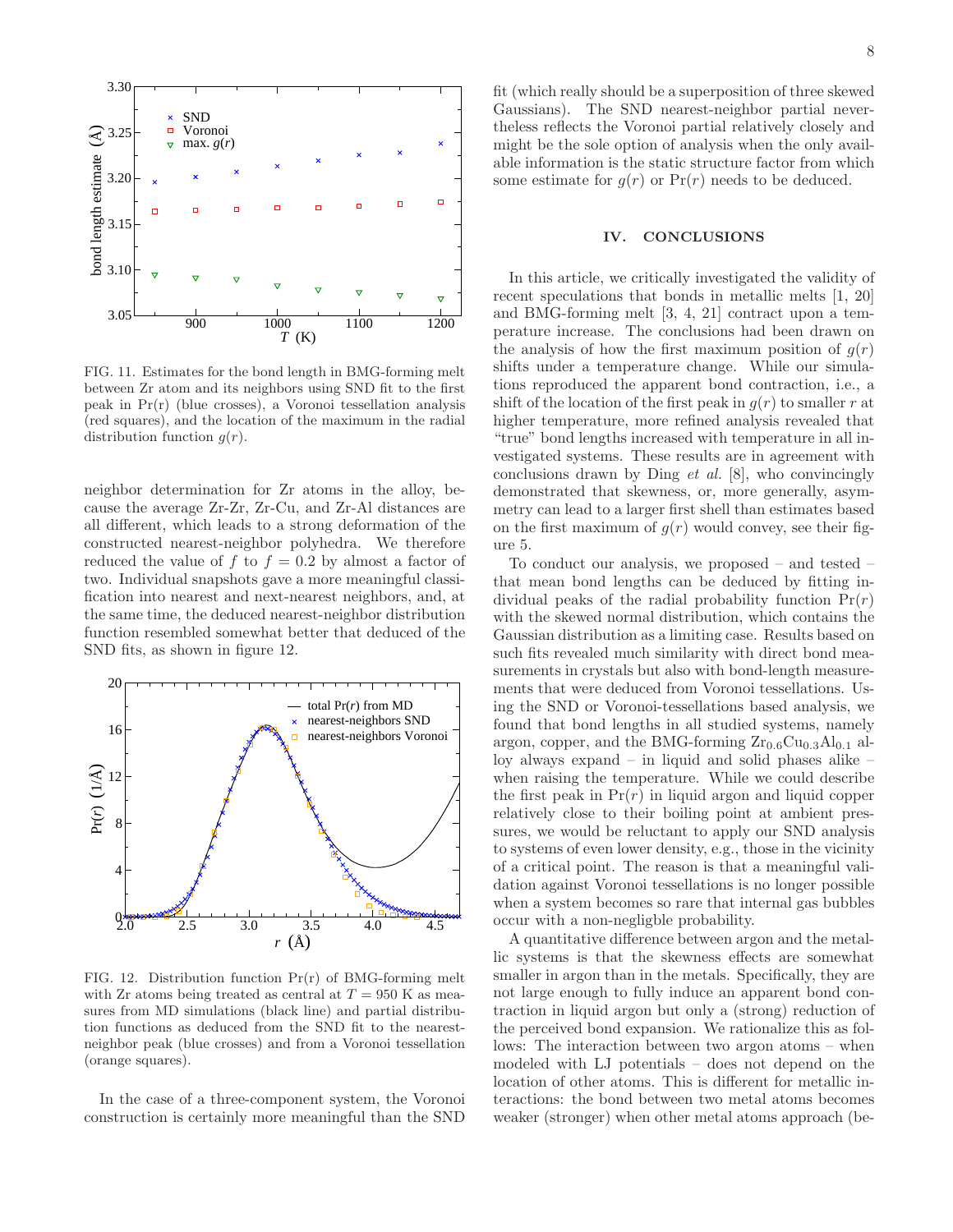FIG. 11. Estimates for the bond length in BMG-forming melt between Zr atom and its neighbors using SND fit to the first peak in Pr(r) (blue crosses), a Voronoi tessellation analysis (red squares), and the location of the maximum in the radial distribution function $g(r)$.

neighbor determination for Zr atoms in the alloy, because the average Zr-Zr, Zr-Cu, and Zr-Al distances are all different, which leads to a strong deformation of the constructed nearest-neighbor polyhedra. We therefore reduced the value of $f$ to $f = 0.2$ by almost a factor of two. Individual snapshots gave a more meaningful classification into nearest and next-nearest neighbors, and, at the same time, the deduced nearest-neighbor distribution function resembled somewhat better that deduced of the SND fits, as shown in figure 12.

FIG. 12. Distribution function Pr(r) of BMG-forming melt with Zr atoms being treated as central at $T = 950$ K as measures from MD simulations (black line) and partial distribution functions as deduced from the SND fit to the nearest-neighbor peak (blue crosses) and from a Voronoi tessellation (orange squares).

In the case of a three-component system, the Voronoi construction is certainly more meaningful than the SND fit (which really should be a superposition of three skewed Gaussians). The SND nearest-neighbor partial nevertheless reflects the Voronoi partial relatively closely and might be the sole option of analysis when the only available information is the static structure factor from which some estimate for $g(r)$ or $\mathrm{Pr}(r)$ needs to be deduced.

## IV. CONCLUSIONS

In this article, we critically investigated the validity of recent speculations that bonds in metallic melts [1, 20] and BMG-forming melt [3, 4, 21] contract upon a temperature increase. The conclusions had been drawn on the analysis of how the first maximum position of $g(r)$ shifts under a temperature change. While our simulations reproduced the apparent bond contraction, i.e., a shift of the location of the first peak in $g(r)$ to smaller $r$ at higher temperature, more refined analysis revealed that "true" bond lengths increased with temperature in all investigated systems. These results are in agreement with conclusions drawn by Ding *et al.* [8], who convincingly demonstrated that skewness, or, more generally, asymmetry can lead to a larger first shell than estimates based on the first maximum of $g(r)$ would convey, see their figure 5.

To conduct our analysis, we proposed – and tested – that mean bond lengths can be deduced by fitting individual peaks of the radial probability function $\mathrm{Pr}(r)$ with the skewed normal distribution, which contains the Gaussian distribution as a limiting case. Results based on such fits revealed much similarity with direct bond measurements in crystals but also with bond-length measurements that were deduced from Voronoi tessellations. Using the SND or Voronoi-tessellations based analysis, we found that bond lengths in all studied systems, namely argon, copper, and the BMG-forming $Zr_{0.6}Cu_{0.3}Al_{0.1}$ alloy always expand – in liquid and solid phases alike – when raising the temperature. While we could describe the first peak in $\mathrm{Pr}(r)$ in liquid argon and liquid copper relatively close to their boiling point at ambient pressures, we would be reluctant to apply our SND analysis to systems of even lower density, e.g., those in the vicinity of a critical point. The reason is that a meaningful validation against Voronoi tessellations is no longer possible when a system becomes so rare that internal gas bubbles occur with a non-negligble probability.

A quantitative difference between argon and the metallic systems is that the skewness effects are somewhat smaller in argon than in the metals. Specifically, they are not large enough to fully induce an apparent bond contraction in liquid argon but only a (strong) reduction of the perceived bond expansion. We rationalize this as follows: The interaction between two argon atoms – when modeled with LJ potentials – does not depend on the location of other atoms. This is different for metallic interactions: the bond between two metal atoms becomes weaker (stronger) when other metal atoms approach (be-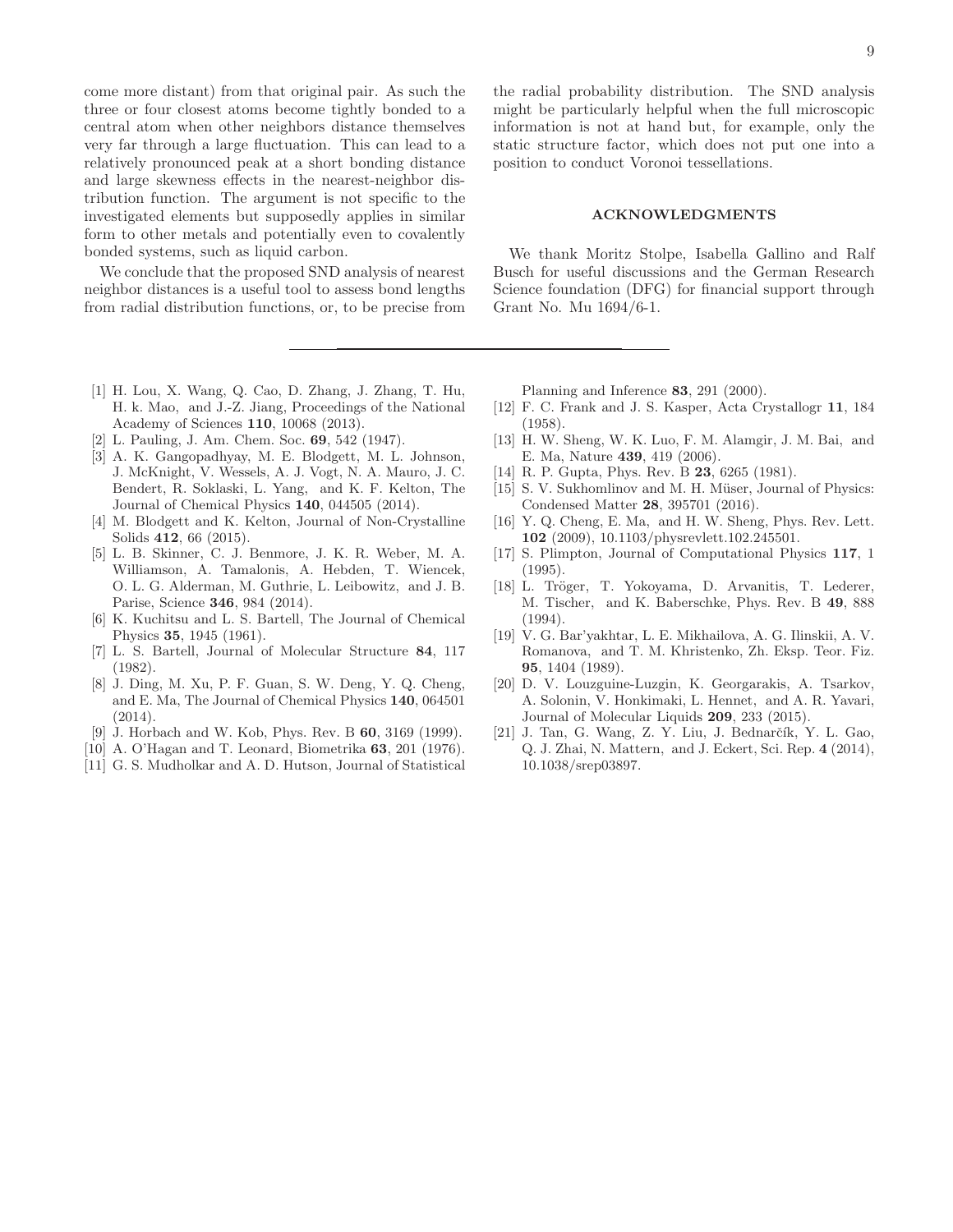come more distant) from that original pair. As such the three or four closest atoms become tightly bonded to a central atom when other neighbors distance themselves very far through a large fluctuation. This can lead to a relatively pronounced peak at a short bonding distance and large skewness effects in the nearest-neighbor distribution function. The argument is not specific to the investigated elements but supposedly applies in similar form to other metals and potentially even to covalently bonded systems, such as liquid carbon.

We conclude that the proposed SND analysis of nearest neighbor distances is a useful tool to assess bond lengths from radial distribution functions, or, to be precise from the radial probability distribution. The SND analysis might be particularly helpful when the full microscopic information is not at hand but, for example, only the static structure factor, which does not put one into a position to conduct Voronoi tessellations.

## ACKNOWLEDGMENTS

We thank Moritz Stolpe, Isabella Gallino and Ralf Busch for useful discussions and the German Research Science foundation (DFG) for financial support through Grant No. Mu 1694/6-1.

---

[1] H. Lou, X. Wang, Q. Cao, D. Zhang, J. Zhang, T. Hu, H. k. Mao, and J.-Z. Jiang, Proceedings of the National Academy of Sciences **110**, 10068 (2013).

[2] L. Pauling, J. Am. Chem. Soc. **69**, 542 (1947).

[3] A. K. Gangopadhyay, M. E. Blodgett, M. L. Johnson, J. McKnight, V. Wessels, A. J. Vogt, N. A. Mauro, J. C. Bendert, R. Soklaski, L. Yang, and K. F. Kelton, The Journal of Chemical Physics **140**, 044505 (2014).

[4] M. Blodgett and K. Kelton, Journal of Non-Crystalline Solids **412**, 66 (2015).

[5] L. B. Skinner, C. J. Benmore, J. K. R. Weber, M. A. Williamson, A. Tamalonis, A. Hebden, T. Wiencek, O. L. G. Alderman, M. Guthrie, L. Leibowitz, and J. B. Parise, Science **346**, 984 (2014).

[6] K. Kuchitsu and L. S. Bartell, The Journal of Chemical Physics **35**, 1945 (1961).

[7] L. S. Bartell, Journal of Molecular Structure **84**, 117 (1982).

[8] J. Ding, M. Xu, P. F. Guan, S. W. Deng, Y. Q. Cheng, and E. Ma, The Journal of Chemical Physics **140**, 064501 (2014).

[9] J. Horbach and W. Kob, Phys. Rev. B **60**, 3169 (1999).

[10] A. O'Hagan and T. Leonard, Biometrika **63**, 201 (1976).

[11] G. S. Mudholkar and A. D. Hutson, Journal of Statistical Planning and Inference **83**, 291 (2000).

[12] F. C. Frank and J. S. Kasper, Acta Crystallogr **11**, 184 (1958).

[13] H. W. Sheng, W. K. Luo, F. M. Alamgir, J. M. Bai, and E. Ma, Nature **439**, 419 (2006).

[14] R. P. Gupta, Phys. Rev. B **23**, 6265 (1981).

[15] S. V. Sukhomlinov and M. H. Müser, Journal of Physics: Condensed Matter **28**, 395701 (2016).

[16] Y. Q. Cheng, E. Ma, and H. W. Sheng, Phys. Rev. Lett. **102** (2009), 10.1103/physrevlett.102.245501.

[17] S. Plimpton, Journal of Computational Physics **117**, 1 (1995).

[18] L. Tröger, T. Yokoyama, D. Arvanitis, T. Lederer, M. Tischer, and K. Baberschke, Phys. Rev. B **49**, 888 (1994).

[19] V. G. Bar'yakhtar, L. E. Mikhailova, A. G. Ilinskii, A. V. Romanova, and T. M. Khristenko, Zh. Eksp. Teor. Fiz. **95**, 1404 (1989).

[20] D. V. Louzguine-Luzgin, K. Georgarakis, A. Tsarkov, A. Solonin, V. Honkimaki, L. Hennet, and A. R. Yavari, Journal of Molecular Liquids **209**, 233 (2015).

[21] J. Tan, G. Wang, Z. Y. Liu, J. Bednarčík, Y. L. Gao, Q. J. Zhai, N. Mattern, and J. Eckert, Sci. Rep. **4** (2014), 10.1038/srep03897.